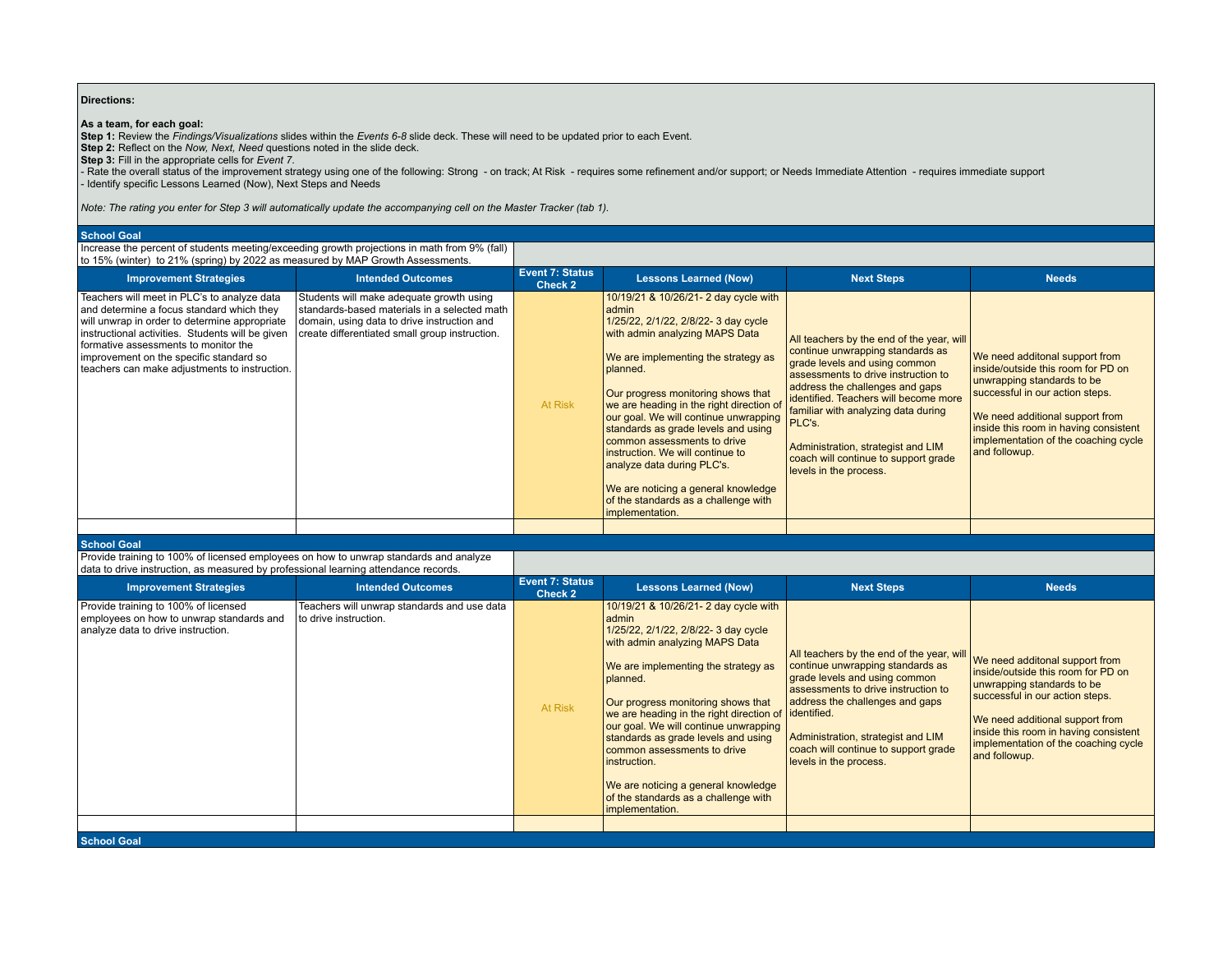**Directions:**

**As a team, for each goal:**
**Step 1:** Review the *Findings/Visualizations* slides within the *Events 6-8* slide deck. These will need to be updated prior to each Event.
**Step 2:** Reflect on the *Now, Next, Need* questions noted in the slide deck.
**Step 3:** Fill in the appropriate cells for *Event 7*.
- Rate the overall status of the improvement strategy using one of the following: Strong - on track; At Risk - requires some refinement and/or support; or Needs Immediate Attention - requires immediate support
- Identify specific Lessons Learned (Now), Next Steps and Needs

*Note: The rating you enter for Step 3 will automatically update the accompanying cell on the Master Tracker (tab 1).*

**School Goal**

Increase the percent of students meeting/exceeding growth projections in math from 9% (fall) to 15% (winter) to 21% (spring) by 2022 as measured by MAP Growth Assessments.

| Improvement Strategies | Intended Outcomes | Event 7: Status Check 2 | Lessons Learned (Now) | Next Steps | Needs |
|---|---|---|---|---|---|
| Teachers will meet in PLC's to analyze data and determine a focus standard which they will unwrap in order to determine appropriate instructional activities. Students will be given formative assessments to monitor the improvement on the specific standard so teachers can make adjustments to instruction. | Students will make adequate growth using standards-based materials in a selected math domain, using data to drive instruction and create differentiated small group instruction. | At Risk | 10/19/21 & 10/26/21- 2 day cycle with admin<br>1/25/22, 2/1/22, 2/8/22- 3 day cycle with admin analyzing MAPS Data<br><br>We are implementing the strategy as planned.<br><br>Our progress monitoring shows that we are heading in the right direction of our goal. We will continue unwrapping standards as grade levels and using common assessments to drive instruction. We will continue to analyze data during PLC's.<br><br>We are noticing a general knowledge of the standards as a challenge with implementation. | All teachers by the end of the year, will continue unwrapping standards as grade levels and using common assessments to drive instruction to address the challenges and gaps identified. Teachers will become more familiar with analyzing data during PLC's.<br><br>Administration, strategist and LIM coach will continue to support grade levels in the process. | We need additonal support from inside/outside this room for PD on unwrapping standards to be successful in our action steps.<br><br>We need additional support from inside this room in having consistent implementation of the coaching cycle and followup. |
| | | | | | |

**School Goal**

Provide training to 100% of licensed employees on how to unwrap standards and analyze data to drive instruction, as measured by professional learning attendance records.

| Improvement Strategies | Intended Outcomes | Event 7: Status Check 2 | Lessons Learned (Now) | Next Steps | Needs |
|---|---|---|---|---|---|
| Provide training to 100% of licensed employees on how to unwrap standards and analyze data to drive instruction. | Teachers will unwrap standards and use data to drive instruction. | At Risk | 10/19/21 & 10/26/21- 2 day cycle with admin<br>1/25/22, 2/1/22, 2/8/22- 3 day cycle with admin analyzing MAPS Data<br><br>We are implementing the strategy as planned.<br><br>Our progress monitoring shows that we are heading in the right direction of our goal. We will continue unwrapping standards as grade levels and using common assessments to drive instruction.<br><br>We are noticing a general knowledge of the standards as a challenge with implementation. | All teachers by the end of the year, will continue unwrapping standards as grade levels and using common assessments to drive instruction to address the challenges and gaps identified.<br><br>Administration, strategist and LIM coach will continue to support grade levels in the process. | We need additonal support from inside/outside this room for PD on unwrapping standards to be successful in our action steps.<br><br>We need additional support from inside this room in having consistent implementation of the coaching cycle and followup. |
| | | | | | |

**School Goal**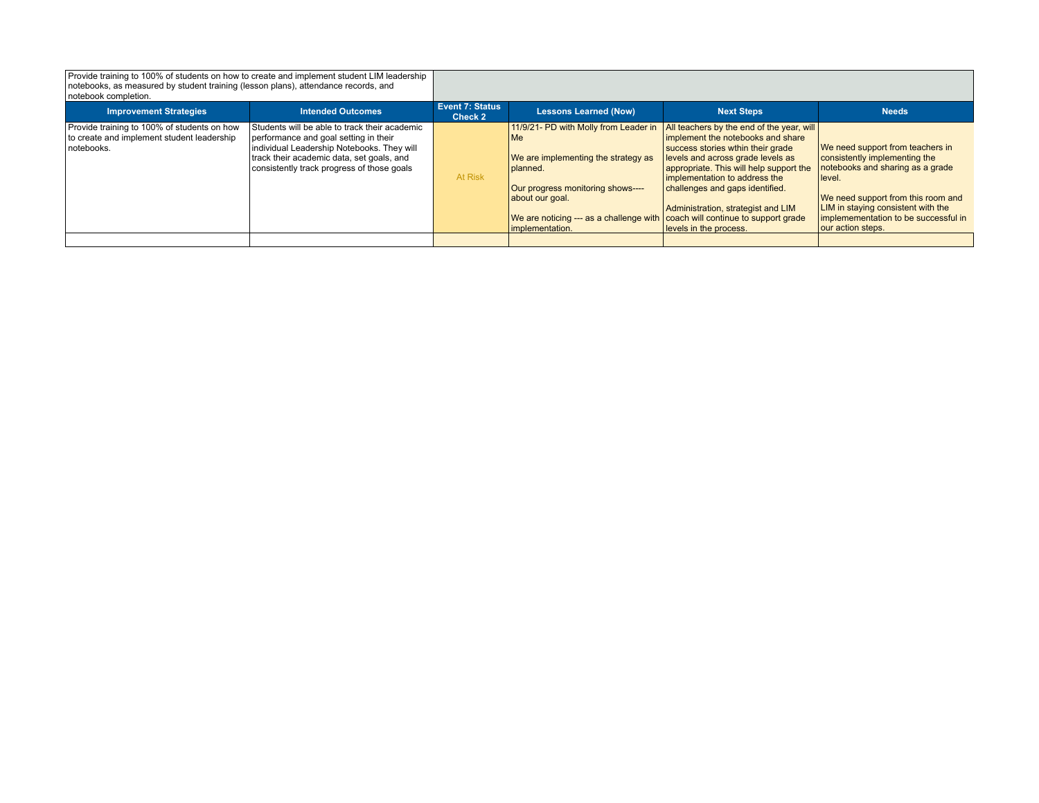Provide training to 100% of students on how to create and implement student LIM leadership notebooks, as measured by student training (lesson plans), attendance records, and notebook completion.

| Improvement Strategies | Intended Outcomes | Event 7: Status Check 2 | Lessons Learned (Now) | Next Steps | Needs |
|---|---|---|---|---|---|
| Provide training to 100% of students on how to create and implement student leadership notebooks. | Students will be able to track their academic performance and goal setting in their individual Leadership Notebooks. They will track their academic data, set goals, and consistently track progress of those goals | At Risk | 11/9/21- PD with Molly from Leader in Me<br><br>We are implementing the strategy as planned.<br><br>Our progress monitoring shows---- about our goal.<br><br>We are noticing --- as a challenge with implementation. | All teachers by the end of the year, will implement the notebooks and share success stories wthin their grade levels and across grade levels as appropriate. This will help support the implementation to address the challenges and gaps identified.<br><br>Administration, strategist and LIM coach will continue to support grade levels in the process. | We need support from teachers in consistently implementing the notebooks and sharing as a grade level.<br><br>We need support from this room and LIM in staying consistent with the implemementation to be successful in our action steps. |
| | | | | | |